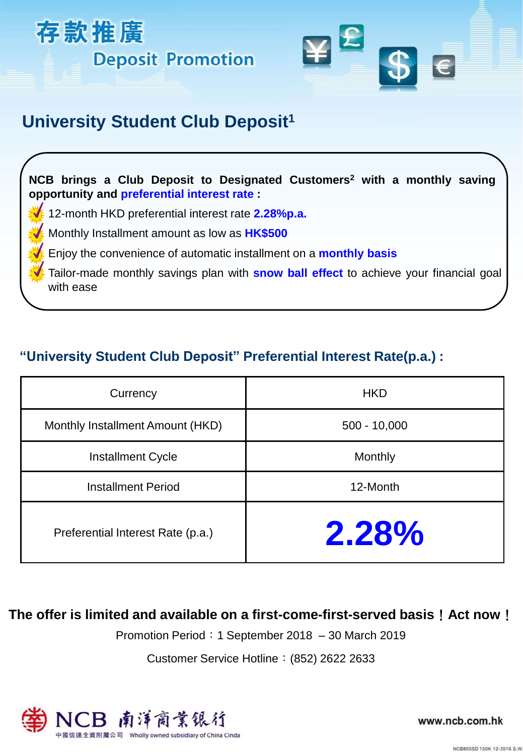# 存款推廣

# Deposit Promotion

## University Student Club Deposit[1]

**NCB brings a Club Deposit to Designated Customers[2] with a monthly saving opportunity and preferential interest rate :**

- 12-month HKD preferential interest rate **2.28%p.a.**
- Monthly Installment amount as low as **HK$500**
- Enjoy the convenience of automatic installment on a **monthly basis**
- Tailor-made monthly savings plan with **snow ball effect** to achieve your financial goal with ease

### "University Student Club Deposit" Preferential Interest Rate(p.a.) :

| Currency | HKD |
|---|---|
| Monthly Installment Amount (HKD) | 500 - 10,000 |
| Installment Cycle | Monthly |
| Installment Period | 12-Month |
| Preferential Interest Rate (p.a.) | **2.28%** |

**The offer is limited and available on a first-come-first-served basis！Act now！**

Promotion Period：1 September 2018 – 30 March 2019

Customer Service Hotline：(852) 2622 2633

NCB 南洋商業銀行

中國信達全資附屬公司 Wholly owned subsidiary of China Cinda

www.ncb.com.hk

NCB805SD 150K 12-2016 S.W.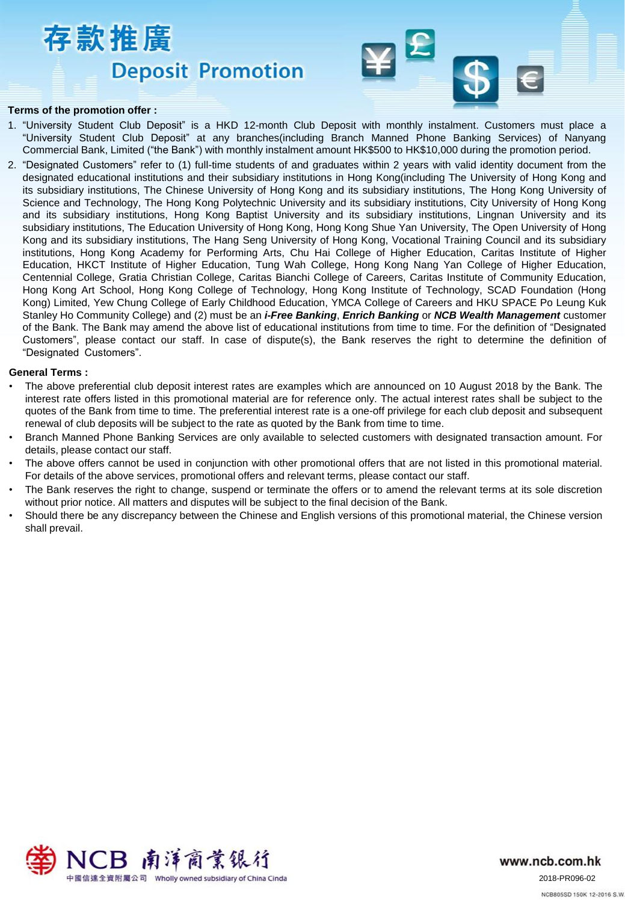# 存款推廣
# Deposit Promotion

**Terms of the promotion offer :**

1. "University Student Club Deposit" is a HKD 12-month Club Deposit with monthly instalment. Customers must place a "University Student Club Deposit" at any branches(including Branch Manned Phone Banking Services) of Nanyang Commercial Bank, Limited ("the Bank") with monthly instalment amount HK$500 to HK$10,000 during the promotion period.
2. "Designated Customers" refer to (1) full-time students of and graduates within 2 years with valid identity document from the designated educational institutions and their subsidiary institutions in Hong Kong(including The University of Hong Kong and its subsidiary institutions, The Chinese University of Hong Kong and its subsidiary institutions, The Hong Kong University of Science and Technology, The Hong Kong Polytechnic University and its subsidiary institutions, City University of Hong Kong and its subsidiary institutions, Hong Kong Baptist University and its subsidiary institutions, Lingnan University and its subsidiary institutions, The Education University of Hong Kong, Hong Kong Shue Yan University, The Open University of Hong Kong and its subsidiary institutions, The Hang Seng University of Hong Kong, Vocational Training Council and its subsidiary institutions, Hong Kong Academy for Performing Arts, Chu Hai College of Higher Education, Caritas Institute of Higher Education, HKCT Institute of Higher Education, Tung Wah College, Hong Kong Nang Yan College of Higher Education, Centennial College, Gratia Christian College, Caritas Bianchi College of Careers, Caritas Institute of Community Education, Hong Kong Art School, Hong Kong College of Technology, Hong Kong Institute of Technology, SCAD Foundation (Hong Kong) Limited, Yew Chung College of Early Childhood Education, YMCA College of Careers and HKU SPACE Po Leung Kuk Stanley Ho Community College) and (2) must be an ***i-Free Banking***, ***Enrich Banking*** or ***NCB Wealth Management*** customer of the Bank. The Bank may amend the above list of educational institutions from time to time. For the definition of "Designated Customers", please contact our staff. In case of dispute(s), the Bank reserves the right to determine the definition of "Designated Customers".

**General Terms :**

- The above preferential club deposit interest rates are examples which are announced on 10 August 2018 by the Bank. The interest rate offers listed in this promotional material are for reference only. The actual interest rates shall be subject to the quotes of the Bank from time to time. The preferential interest rate is a one-off privilege for each club deposit and subsequent renewal of club deposits will be subject to the rate as quoted by the Bank from time to time.
- Branch Manned Phone Banking Services are only available to selected customers with designated transaction amount. For details, please contact our staff.
- The above offers cannot be used in conjunction with other promotional offers that are not listed in this promotional material. For details of the above services, promotional offers and relevant terms, please contact our staff.
- The Bank reserves the right to change, suspend or terminate the offers or to amend the relevant terms at its sole discretion without prior notice. All matters and disputes will be subject to the final decision of the Bank.
- Should there be any discrepancy between the Chinese and English versions of this promotional material, the Chinese version shall prevail.

NCB 南洋商業銀行
中國信達全資附屬公司 Wholly owned subsidiary of China Cinda

www.ncb.com.hk

2018-PR096-02

NCB805SD 150K 12-2016 S.W.